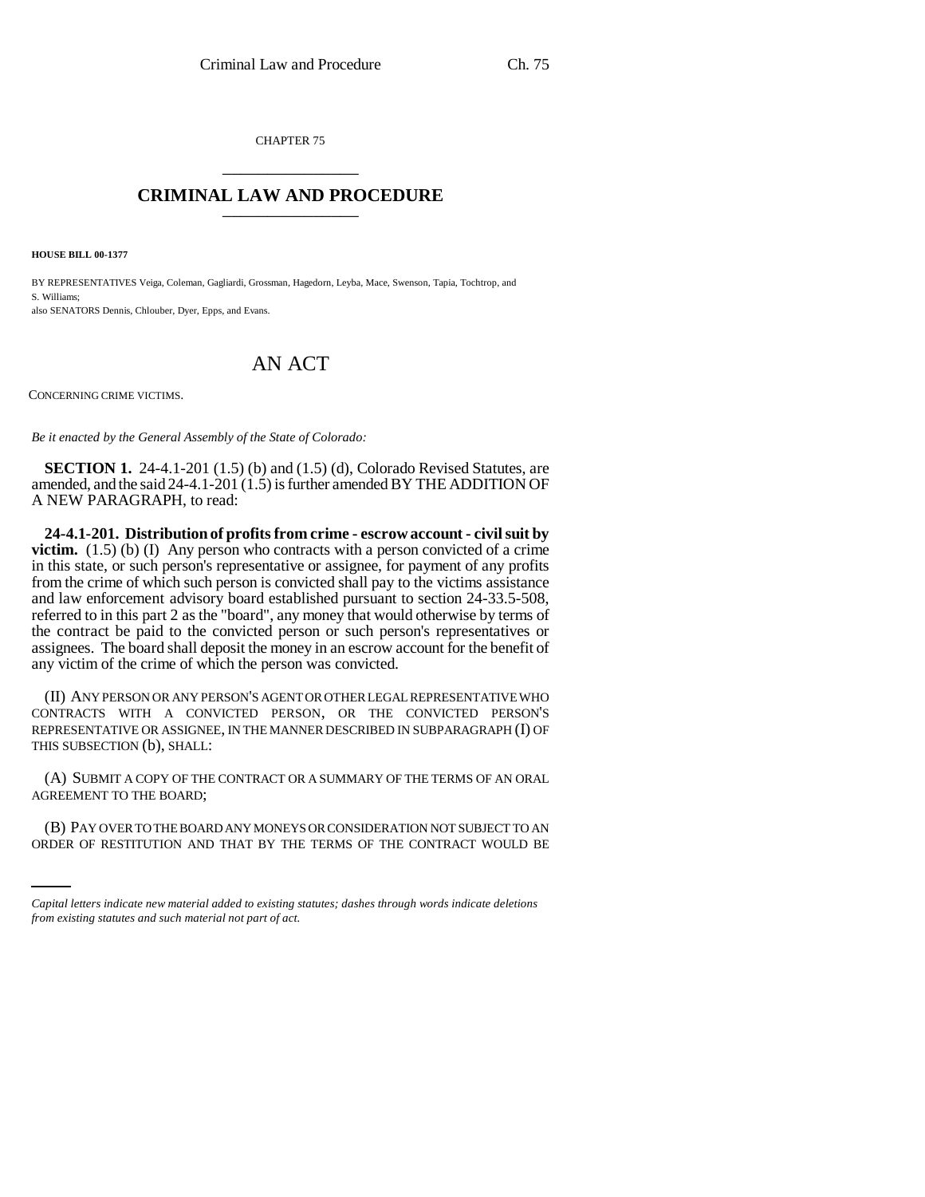CHAPTER 75

# CRIMINAL LAW AND PROCEDURE

**HOUSE BILL 00-1377**

BY REPRESENTATIVES Veiga, Coleman, Gagliardi, Grossman, Hagedorn, Leyba, Mace, Swenson, Tapia, Tochtrop, and S. Williams;
also SENATORS Dennis, Chlouber, Dyer, Epps, and Evans.

# AN ACT

CONCERNING CRIME VICTIMS.

*Be it enacted by the General Assembly of the State of Colorado:*

**SECTION 1.** 24-4.1-201 (1.5) (b) and (1.5) (d), Colorado Revised Statutes, are amended, and the said 24-4.1-201 (1.5) is further amended BY THE ADDITION OF A NEW PARAGRAPH, to read:

**24-4.1-201. Distribution of profits from crime - escrow account - civil suit by victim.** (1.5) (b) (I) Any person who contracts with a person convicted of a crime in this state, or such person's representative or assignee, for payment of any profits from the crime of which such person is convicted shall pay to the victims assistance and law enforcement advisory board established pursuant to section 24-33.5-508, referred to in this part 2 as the "board", any money that would otherwise by terms of the contract be paid to the convicted person or such person's representatives or assignees. The board shall deposit the money in an escrow account for the benefit of any victim of the crime of which the person was convicted.

(II) ANY PERSON OR ANY PERSON'S AGENT OR OTHER LEGAL REPRESENTATIVE WHO CONTRACTS WITH A CONVICTED PERSON, OR THE CONVICTED PERSON'S REPRESENTATIVE OR ASSIGNEE, IN THE MANNER DESCRIBED IN SUBPARAGRAPH (I) OF THIS SUBSECTION (b), SHALL:

(A) SUBMIT A COPY OF THE CONTRACT OR A SUMMARY OF THE TERMS OF AN ORAL AGREEMENT TO THE BOARD;

(B) PAY OVER TO THE BOARD ANY MONEYS OR CONSIDERATION NOT SUBJECT TO AN ORDER OF RESTITUTION AND THAT BY THE TERMS OF THE CONTRACT WOULD BE

*Capital letters indicate new material added to existing statutes; dashes through words indicate deletions from existing statutes and such material not part of act.*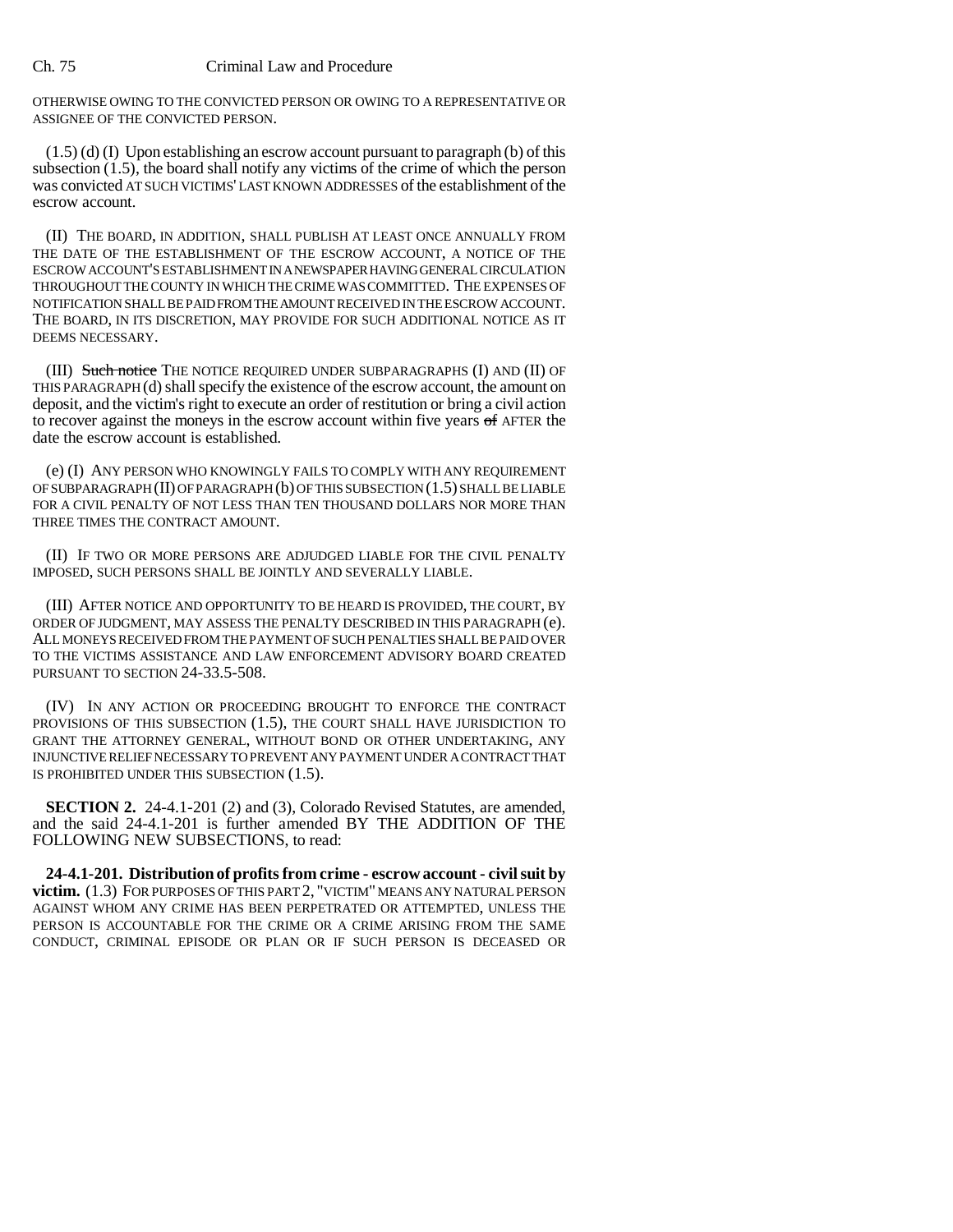OTHERWISE OWING TO THE CONVICTED PERSON OR OWING TO A REPRESENTATIVE OR ASSIGNEE OF THE CONVICTED PERSON.

(1.5) (d) (I) Upon establishing an escrow account pursuant to paragraph (b) of this subsection (1.5), the board shall notify any victims of the crime of which the person was convicted AT SUCH VICTIMS' LAST KNOWN ADDRESSES of the establishment of the escrow account.

(II) THE BOARD, IN ADDITION, SHALL PUBLISH AT LEAST ONCE ANNUALLY FROM THE DATE OF THE ESTABLISHMENT OF THE ESCROW ACCOUNT, A NOTICE OF THE ESCROW ACCOUNT'S ESTABLISHMENT IN A NEWSPAPER HAVING GENERAL CIRCULATION THROUGHOUT THE COUNTY IN WHICH THE CRIME WAS COMMITTED. THE EXPENSES OF NOTIFICATION SHALL BE PAID FROM THE AMOUNT RECEIVED IN THE ESCROW ACCOUNT. THE BOARD, IN ITS DISCRETION, MAY PROVIDE FOR SUCH ADDITIONAL NOTICE AS IT DEEMS NECESSARY.

(III) ~~Such notice~~ THE NOTICE REQUIRED UNDER SUBPARAGRAPHS (I) AND (II) OF THIS PARAGRAPH (d) shall specify the existence of the escrow account, the amount on deposit, and the victim's right to execute an order of restitution or bring a civil action to recover against the moneys in the escrow account within five years ~~of~~ AFTER the date the escrow account is established.

(e) (I) ANY PERSON WHO KNOWINGLY FAILS TO COMPLY WITH ANY REQUIREMENT OF SUBPARAGRAPH (II) OF PARAGRAPH (b) OF THIS SUBSECTION (1.5) SHALL BE LIABLE FOR A CIVIL PENALTY OF NOT LESS THAN TEN THOUSAND DOLLARS NOR MORE THAN THREE TIMES THE CONTRACT AMOUNT.

(II) IF TWO OR MORE PERSONS ARE ADJUDGED LIABLE FOR THE CIVIL PENALTY IMPOSED, SUCH PERSONS SHALL BE JOINTLY AND SEVERALLY LIABLE.

(III) AFTER NOTICE AND OPPORTUNITY TO BE HEARD IS PROVIDED, THE COURT, BY ORDER OF JUDGMENT, MAY ASSESS THE PENALTY DESCRIBED IN THIS PARAGRAPH (e). ALL MONEYS RECEIVED FROM THE PAYMENT OF SUCH PENALTIES SHALL BE PAID OVER TO THE VICTIMS ASSISTANCE AND LAW ENFORCEMENT ADVISORY BOARD CREATED PURSUANT TO SECTION 24-33.5-508.

(IV) IN ANY ACTION OR PROCEEDING BROUGHT TO ENFORCE THE CONTRACT PROVISIONS OF THIS SUBSECTION (1.5), THE COURT SHALL HAVE JURISDICTION TO GRANT THE ATTORNEY GENERAL, WITHOUT BOND OR OTHER UNDERTAKING, ANY INJUNCTIVE RELIEF NECESSARY TO PREVENT ANY PAYMENT UNDER A CONTRACT THAT IS PROHIBITED UNDER THIS SUBSECTION (1.5).

**SECTION 2.** 24-4.1-201 (2) and (3), Colorado Revised Statutes, are amended, and the said 24-4.1-201 is further amended BY THE ADDITION OF THE FOLLOWING NEW SUBSECTIONS, to read:

**24-4.1-201. Distribution of profits from crime - escrow account - civil suit by victim.** (1.3) FOR PURPOSES OF THIS PART 2, "VICTIM" MEANS ANY NATURAL PERSON AGAINST WHOM ANY CRIME HAS BEEN PERPETRATED OR ATTEMPTED, UNLESS THE PERSON IS ACCOUNTABLE FOR THE CRIME OR A CRIME ARISING FROM THE SAME CONDUCT, CRIMINAL EPISODE OR PLAN OR IF SUCH PERSON IS DECEASED OR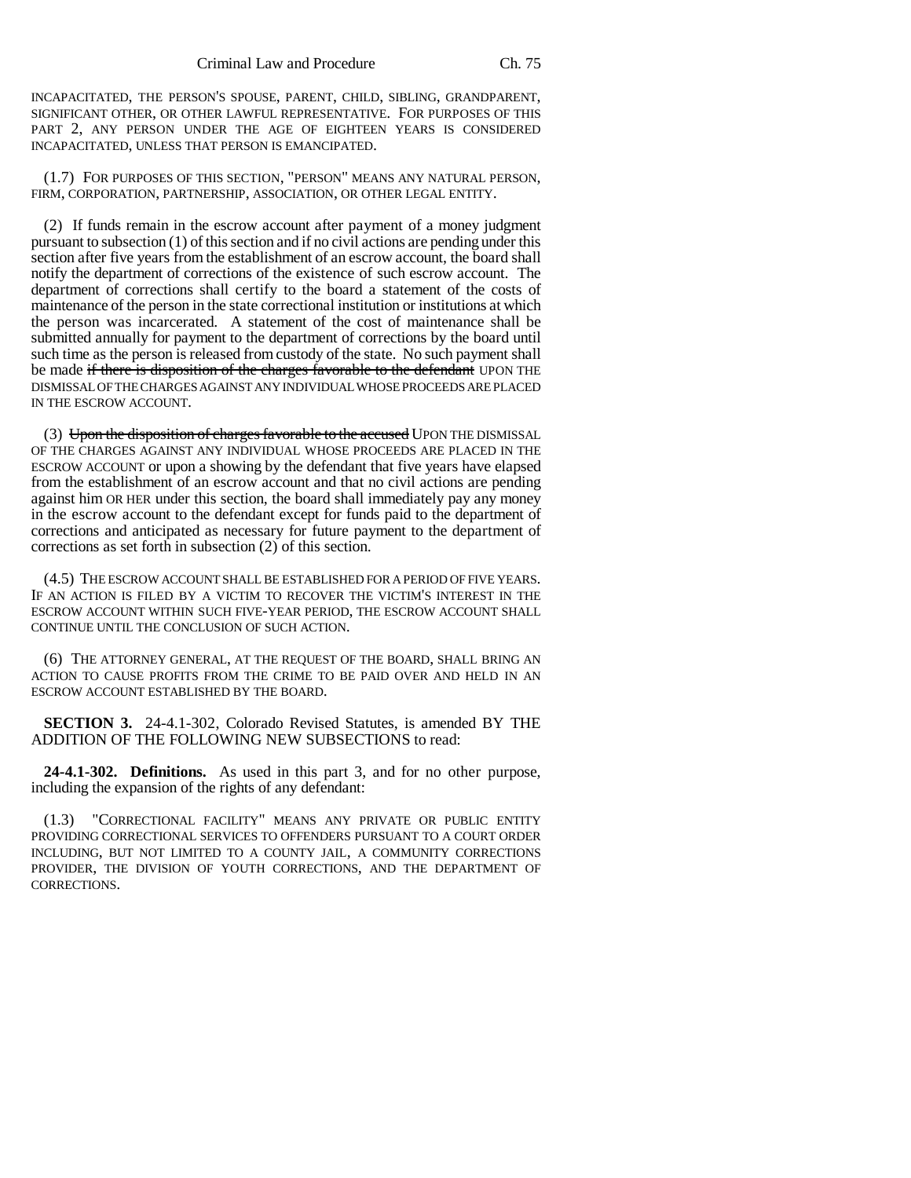INCAPACITATED, THE PERSON'S SPOUSE, PARENT, CHILD, SIBLING, GRANDPARENT, SIGNIFICANT OTHER, OR OTHER LAWFUL REPRESENTATIVE. FOR PURPOSES OF THIS PART 2, ANY PERSON UNDER THE AGE OF EIGHTEEN YEARS IS CONSIDERED INCAPACITATED, UNLESS THAT PERSON IS EMANCIPATED.

(1.7) FOR PURPOSES OF THIS SECTION, "PERSON" MEANS ANY NATURAL PERSON, FIRM, CORPORATION, PARTNERSHIP, ASSOCIATION, OR OTHER LEGAL ENTITY.

(2) If funds remain in the escrow account after payment of a money judgment pursuant to subsection (1) of this section and if no civil actions are pending under this section after five years from the establishment of an escrow account, the board shall notify the department of corrections of the existence of such escrow account. The department of corrections shall certify to the board a statement of the costs of maintenance of the person in the state correctional institution or institutions at which the person was incarcerated. A statement of the cost of maintenance shall be submitted annually for payment to the department of corrections by the board until such time as the person is released from custody of the state. No such payment shall be made ~~if there is disposition of the charges favorable to the defendant~~ UPON THE DISMISSAL OF THE CHARGES AGAINST ANY INDIVIDUAL WHOSE PROCEEDS ARE PLACED IN THE ESCROW ACCOUNT.

(3) ~~Upon the disposition of charges favorable to the accused~~ UPON THE DISMISSAL OF THE CHARGES AGAINST ANY INDIVIDUAL WHOSE PROCEEDS ARE PLACED IN THE ESCROW ACCOUNT or upon a showing by the defendant that five years have elapsed from the establishment of an escrow account and that no civil actions are pending against him OR HER under this section, the board shall immediately pay any money in the escrow account to the defendant except for funds paid to the department of corrections and anticipated as necessary for future payment to the department of corrections as set forth in subsection (2) of this section.

(4.5) THE ESCROW ACCOUNT SHALL BE ESTABLISHED FOR A PERIOD OF FIVE YEARS. IF AN ACTION IS FILED BY A VICTIM TO RECOVER THE VICTIM'S INTEREST IN THE ESCROW ACCOUNT WITHIN SUCH FIVE-YEAR PERIOD, THE ESCROW ACCOUNT SHALL CONTINUE UNTIL THE CONCLUSION OF SUCH ACTION.

(6) THE ATTORNEY GENERAL, AT THE REQUEST OF THE BOARD, SHALL BRING AN ACTION TO CAUSE PROFITS FROM THE CRIME TO BE PAID OVER AND HELD IN AN ESCROW ACCOUNT ESTABLISHED BY THE BOARD.

**SECTION 3.** 24-4.1-302, Colorado Revised Statutes, is amended BY THE ADDITION OF THE FOLLOWING NEW SUBSECTIONS to read:

**24-4.1-302. Definitions.** As used in this part 3, and for no other purpose, including the expansion of the rights of any defendant:

(1.3) "CORRECTIONAL FACILITY" MEANS ANY PRIVATE OR PUBLIC ENTITY PROVIDING CORRECTIONAL SERVICES TO OFFENDERS PURSUANT TO A COURT ORDER INCLUDING, BUT NOT LIMITED TO A COUNTY JAIL, A COMMUNITY CORRECTIONS PROVIDER, THE DIVISION OF YOUTH CORRECTIONS, AND THE DEPARTMENT OF CORRECTIONS.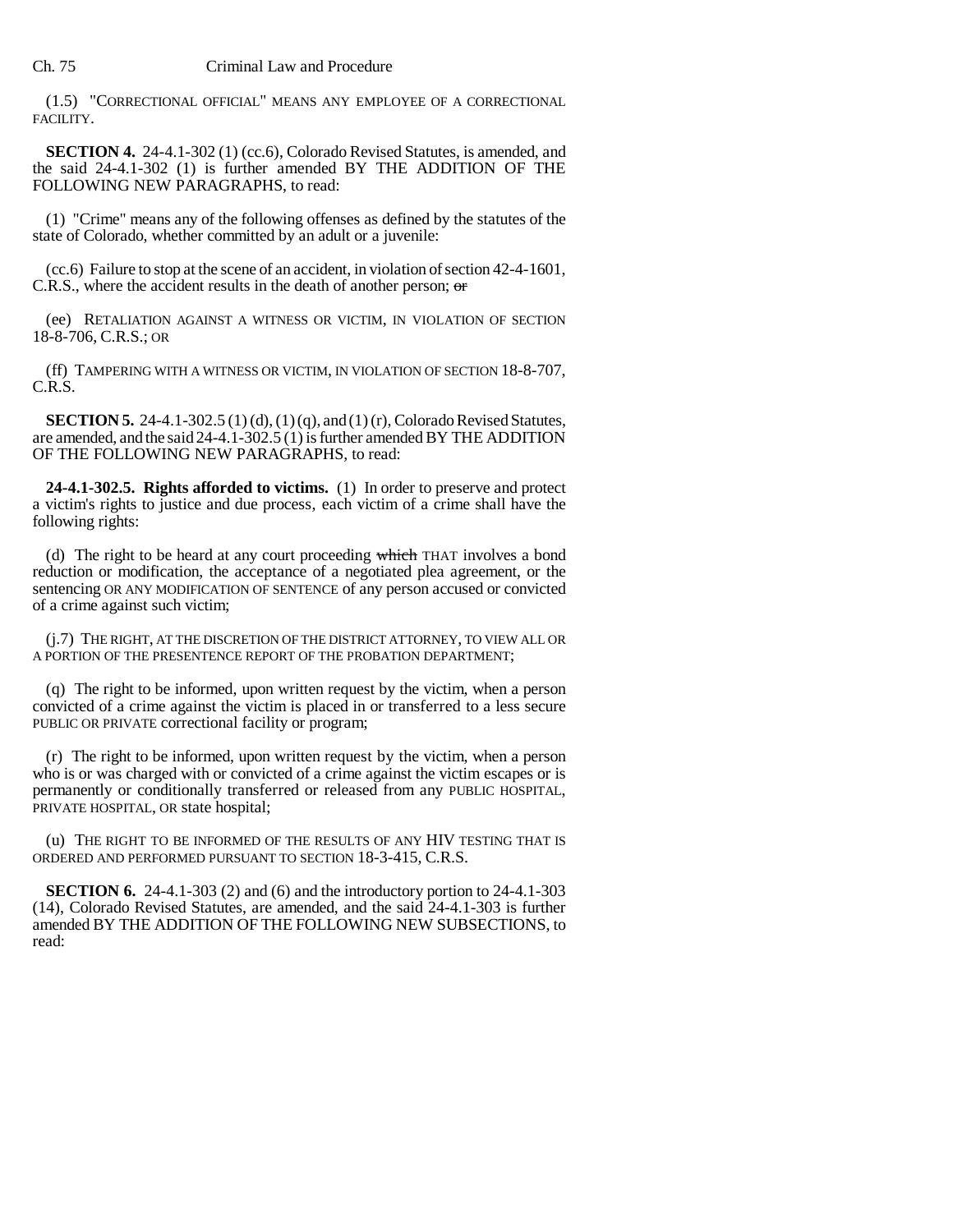(1.5) "CORRECTIONAL OFFICIAL" MEANS ANY EMPLOYEE OF A CORRECTIONAL FACILITY.

**SECTION 4.** 24-4.1-302 (1) (cc.6), Colorado Revised Statutes, is amended, and the said 24-4.1-302 (1) is further amended BY THE ADDITION OF THE FOLLOWING NEW PARAGRAPHS, to read:

(1) "Crime" means any of the following offenses as defined by the statutes of the state of Colorado, whether committed by an adult or a juvenile:

(cc.6) Failure to stop at the scene of an accident, in violation of section 42-4-1601, C.R.S., where the accident results in the death of another person; ~~or~~

(ee) RETALIATION AGAINST A WITNESS OR VICTIM, IN VIOLATION OF SECTION 18-8-706, C.R.S.; OR

(ff) TAMPERING WITH A WITNESS OR VICTIM, IN VIOLATION OF SECTION 18-8-707, C.R.S.

**SECTION 5.** 24-4.1-302.5 (1) (d), (1) (q), and (1) (r), Colorado Revised Statutes, are amended, and the said 24-4.1-302.5 (1) is further amended BY THE ADDITION OF THE FOLLOWING NEW PARAGRAPHS, to read:

**24-4.1-302.5. Rights afforded to victims.** (1) In order to preserve and protect a victim's rights to justice and due process, each victim of a crime shall have the following rights:

(d) The right to be heard at any court proceeding ~~which~~ THAT involves a bond reduction or modification, the acceptance of a negotiated plea agreement, or the sentencing OR ANY MODIFICATION OF SENTENCE of any person accused or convicted of a crime against such victim;

(j.7) THE RIGHT, AT THE DISCRETION OF THE DISTRICT ATTORNEY, TO VIEW ALL OR A PORTION OF THE PRESENTENCE REPORT OF THE PROBATION DEPARTMENT;

(q) The right to be informed, upon written request by the victim, when a person convicted of a crime against the victim is placed in or transferred to a less secure PUBLIC OR PRIVATE correctional facility or program;

(r) The right to be informed, upon written request by the victim, when a person who is or was charged with or convicted of a crime against the victim escapes or is permanently or conditionally transferred or released from any PUBLIC HOSPITAL, PRIVATE HOSPITAL, OR state hospital;

(u) THE RIGHT TO BE INFORMED OF THE RESULTS OF ANY HIV TESTING THAT IS ORDERED AND PERFORMED PURSUANT TO SECTION 18-3-415, C.R.S.

**SECTION 6.** 24-4.1-303 (2) and (6) and the introductory portion to 24-4.1-303 (14), Colorado Revised Statutes, are amended, and the said 24-4.1-303 is further amended BY THE ADDITION OF THE FOLLOWING NEW SUBSECTIONS, to read: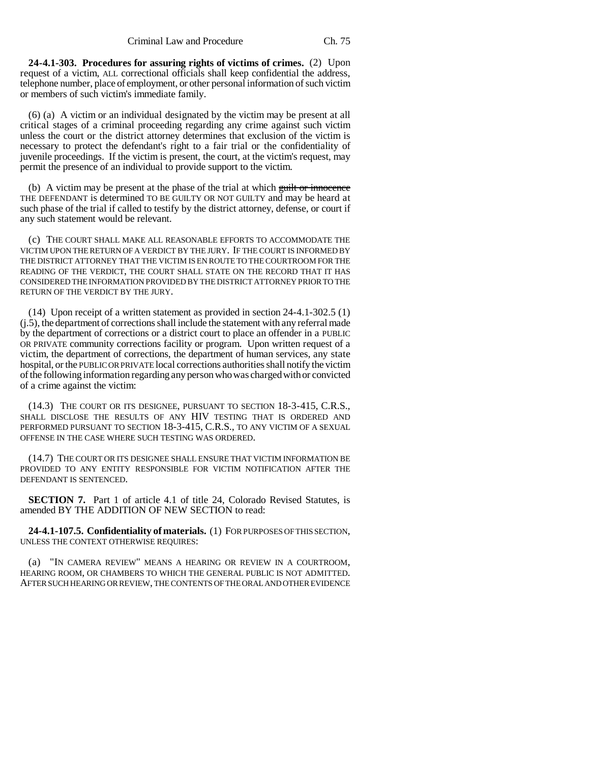**24-4.1-303. Procedures for assuring rights of victims of crimes.** (2) Upon request of a victim, ALL correctional officials shall keep confidential the address, telephone number, place of employment, or other personal information of such victim or members of such victim's immediate family.

(6) (a) A victim or an individual designated by the victim may be present at all critical stages of a criminal proceeding regarding any crime against such victim unless the court or the district attorney determines that exclusion of the victim is necessary to protect the defendant's right to a fair trial or the confidentiality of juvenile proceedings. If the victim is present, the court, at the victim's request, may permit the presence of an individual to provide support to the victim.

(b) A victim may be present at the phase of the trial at which ~~guilt or innocence~~ THE DEFENDANT is determined TO BE GUILTY OR NOT GUILTY and may be heard at such phase of the trial if called to testify by the district attorney, defense, or court if any such statement would be relevant.

(c) THE COURT SHALL MAKE ALL REASONABLE EFFORTS TO ACCOMMODATE THE VICTIM UPON THE RETURN OF A VERDICT BY THE JURY. IF THE COURT IS INFORMED BY THE DISTRICT ATTORNEY THAT THE VICTIM IS EN ROUTE TO THE COURTROOM FOR THE READING OF THE VERDICT, THE COURT SHALL STATE ON THE RECORD THAT IT HAS CONSIDERED THE INFORMATION PROVIDED BY THE DISTRICT ATTORNEY PRIOR TO THE RETURN OF THE VERDICT BY THE JURY.

(14) Upon receipt of a written statement as provided in section 24-4.1-302.5 (1) (j.5), the department of corrections shall include the statement with any referral made by the department of corrections or a district court to place an offender in a PUBLIC OR PRIVATE community corrections facility or program. Upon written request of a victim, the department of corrections, the department of human services, any state hospital, or the PUBLIC OR PRIVATE local corrections authorities shall notify the victim of the following information regarding any person who was charged with or convicted of a crime against the victim:

(14.3) THE COURT OR ITS DESIGNEE, PURSUANT TO SECTION 18-3-415, C.R.S., SHALL DISCLOSE THE RESULTS OF ANY HIV TESTING THAT IS ORDERED AND PERFORMED PURSUANT TO SECTION 18-3-415, C.R.S., TO ANY VICTIM OF A SEXUAL OFFENSE IN THE CASE WHERE SUCH TESTING WAS ORDERED.

(14.7) THE COURT OR ITS DESIGNEE SHALL ENSURE THAT VICTIM INFORMATION BE PROVIDED TO ANY ENTITY RESPONSIBLE FOR VICTIM NOTIFICATION AFTER THE DEFENDANT IS SENTENCED.

**SECTION 7.** Part 1 of article 4.1 of title 24, Colorado Revised Statutes, is amended BY THE ADDITION OF NEW SECTION to read:

**24-4.1-107.5. Confidentiality of materials.** (1) FOR PURPOSES OF THIS SECTION, UNLESS THE CONTEXT OTHERWISE REQUIRES:

(a) "IN CAMERA REVIEW" MEANS A HEARING OR REVIEW IN A COURTROOM, HEARING ROOM, OR CHAMBERS TO WHICH THE GENERAL PUBLIC IS NOT ADMITTED. AFTER SUCH HEARING OR REVIEW, THE CONTENTS OF THE ORAL AND OTHER EVIDENCE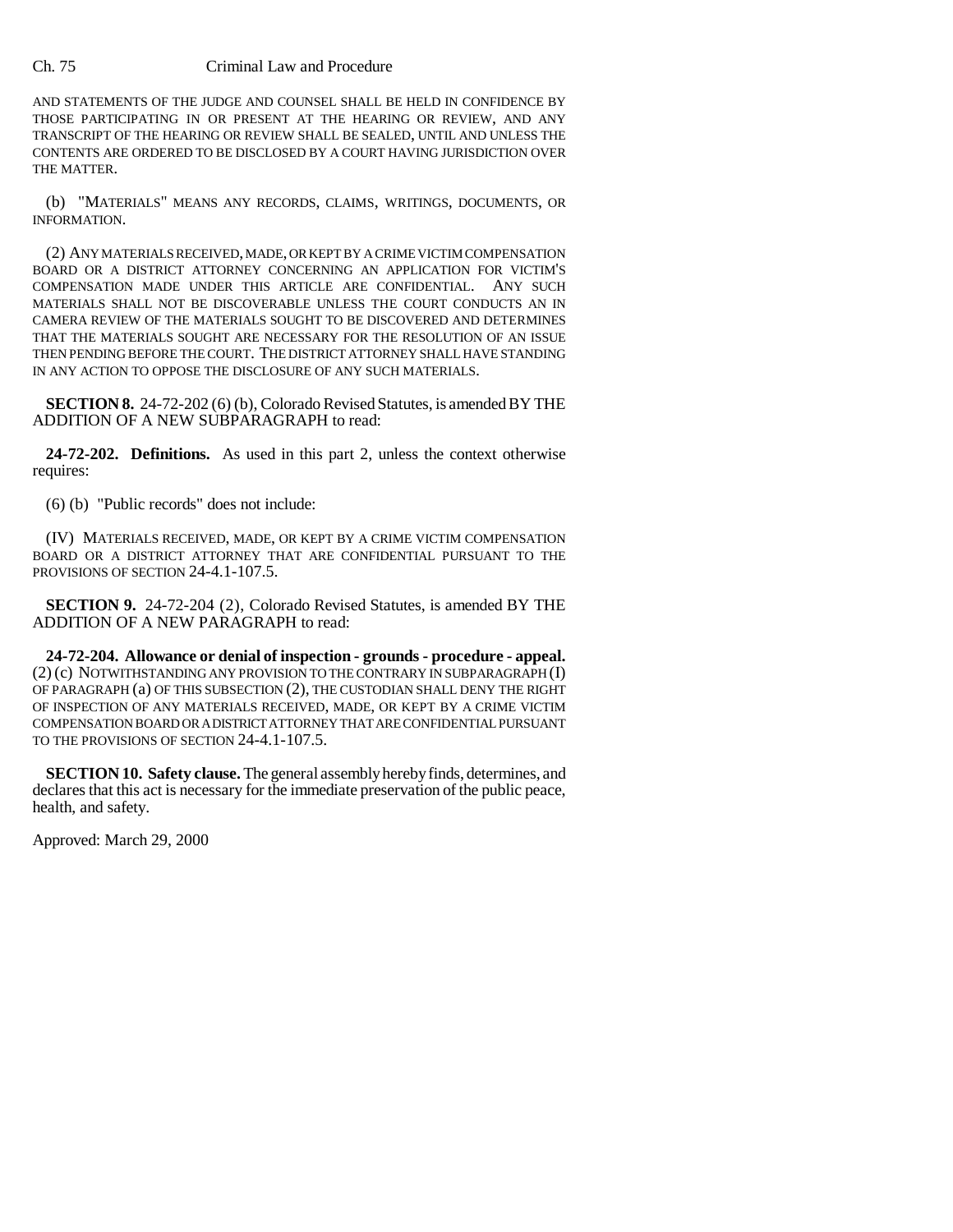AND STATEMENTS OF THE JUDGE AND COUNSEL SHALL BE HELD IN CONFIDENCE BY THOSE PARTICIPATING IN OR PRESENT AT THE HEARING OR REVIEW, AND ANY TRANSCRIPT OF THE HEARING OR REVIEW SHALL BE SEALED, UNTIL AND UNLESS THE CONTENTS ARE ORDERED TO BE DISCLOSED BY A COURT HAVING JURISDICTION OVER THE MATTER.

(b) "MATERIALS" MEANS ANY RECORDS, CLAIMS, WRITINGS, DOCUMENTS, OR INFORMATION.

(2) ANY MATERIALS RECEIVED, MADE, OR KEPT BY A CRIME VICTIM COMPENSATION BOARD OR A DISTRICT ATTORNEY CONCERNING AN APPLICATION FOR VICTIM'S COMPENSATION MADE UNDER THIS ARTICLE ARE CONFIDENTIAL. ANY SUCH MATERIALS SHALL NOT BE DISCOVERABLE UNLESS THE COURT CONDUCTS AN IN CAMERA REVIEW OF THE MATERIALS SOUGHT TO BE DISCOVERED AND DETERMINES THAT THE MATERIALS SOUGHT ARE NECESSARY FOR THE RESOLUTION OF AN ISSUE THEN PENDING BEFORE THE COURT. THE DISTRICT ATTORNEY SHALL HAVE STANDING IN ANY ACTION TO OPPOSE THE DISCLOSURE OF ANY SUCH MATERIALS.

**SECTION 8.** 24-72-202 (6) (b), Colorado Revised Statutes, is amended BY THE ADDITION OF A NEW SUBPARAGRAPH to read:

**24-72-202. Definitions.** As used in this part 2, unless the context otherwise requires:

(6) (b) "Public records" does not include:

(IV) MATERIALS RECEIVED, MADE, OR KEPT BY A CRIME VICTIM COMPENSATION BOARD OR A DISTRICT ATTORNEY THAT ARE CONFIDENTIAL PURSUANT TO THE PROVISIONS OF SECTION 24-4.1-107.5.

**SECTION 9.** 24-72-204 (2), Colorado Revised Statutes, is amended BY THE ADDITION OF A NEW PARAGRAPH to read:

**24-72-204. Allowance or denial of inspection - grounds - procedure - appeal.** (2) (c) NOTWITHSTANDING ANY PROVISION TO THE CONTRARY IN SUBPARAGRAPH (I) OF PARAGRAPH (a) OF THIS SUBSECTION (2), THE CUSTODIAN SHALL DENY THE RIGHT OF INSPECTION OF ANY MATERIALS RECEIVED, MADE, OR KEPT BY A CRIME VICTIM COMPENSATION BOARD OR A DISTRICT ATTORNEY THAT ARE CONFIDENTIAL PURSUANT TO THE PROVISIONS OF SECTION 24-4.1-107.5.

**SECTION 10. Safety clause.** The general assembly hereby finds, determines, and declares that this act is necessary for the immediate preservation of the public peace, health, and safety.

Approved: March 29, 2000